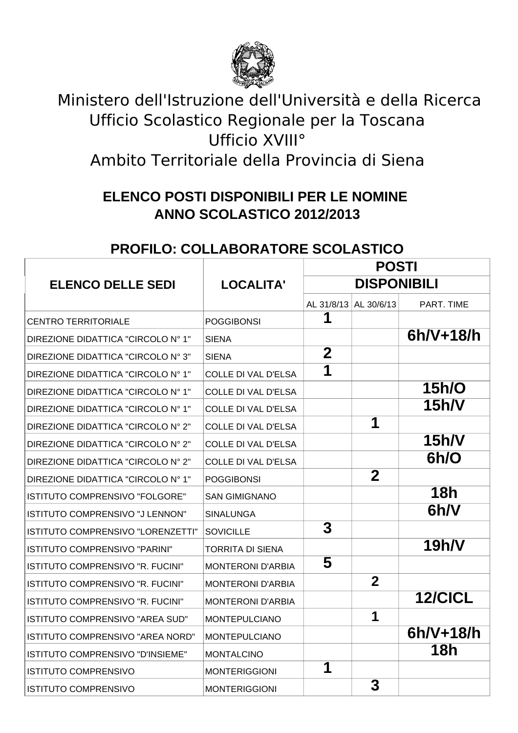Ministero dell'Istruzione dell'Università e della Ricerca
Ufficio Scolastico Regionale per la Toscana
Ufficio XVIII°
Ambito Territoriale della Provincia di Siena

## ELENCO POSTI DISPONIBILI PER LE NOMINE ANNO SCOLASTICO 2012/2013

## PROFILO: COLLABORATORE SCOLASTICO

| ELENCO DELLE SEDI | LOCALITA' | POSTI DISPONIBILI | | |
|---|---|---|---|---|
| | | AL 31/8/13 | AL 30/6/13 | PART. TIME |
| CENTRO TERRITORIALE | POGGIBONSI | 1 | | |
| DIREZIONE DIDATTICA "CIRCOLO N° 1" | SIENA | | | 6h/V+18/h |
| DIREZIONE DIDATTICA "CIRCOLO N° 3" | SIENA | 2 | | |
| DIREZIONE DIDATTICA "CIRCOLO N° 1" | COLLE DI VAL D'ELSA | 1 | | |
| DIREZIONE DIDATTICA "CIRCOLO N° 1" | COLLE DI VAL D'ELSA | | | 15h/O |
| DIREZIONE DIDATTICA "CIRCOLO N° 1" | COLLE DI VAL D'ELSA | | | 15h/V |
| DIREZIONE DIDATTICA "CIRCOLO N° 2" | COLLE DI VAL D'ELSA | | 1 | |
| DIREZIONE DIDATTICA "CIRCOLO N° 2" | COLLE DI VAL D'ELSA | | | 15h/V |
| DIREZIONE DIDATTICA "CIRCOLO N° 2" | COLLE DI VAL D'ELSA | | | 6h/O |
| DIREZIONE DIDATTICA "CIRCOLO N° 1" | POGGIBONSI | | 2 | |
| ISTITUTO COMPRENSIVO "FOLGORE" | SAN GIMIGNANO | | | 18h |
| ISTITUTO COMPRENSIVO "J LENNON" | SINALUNGA | | | 6h/V |
| ISTITUTO COMPRENSIVO "LORENZETTI" | SOVICILLE | 3 | | |
| ISTITUTO COMPRENSIVO "PARINI" | TORRITA DI SIENA | | | 19h/V |
| ISTITUTO COMPRENSIVO "R. FUCINI" | MONTERONI D'ARBIA | 5 | | |
| ISTITUTO COMPRENSIVO "R. FUCINI" | MONTERONI D'ARBIA | | 2 | |
| ISTITUTO COMPRENSIVO "R. FUCINI" | MONTERONI D'ARBIA | | | 12/CICL |
| ISTITUTO COMPRENSIVO "AREA SUD" | MONTEPULCIANO | | 1 | |
| ISTITUTO COMPRENSIVO "AREA NORD" | MONTEPULCIANO | | | 6h/V+18/h |
| ISTITUTO COMPRENSIVO "D'INSIEME" | MONTALCINO | | | 18h |
| ISTITUTO COMPRENSIVO | MONTERIGGIONI | 1 | | |
| ISTITUTO COMPRENSIVO | MONTERIGGIONI | | 3 | |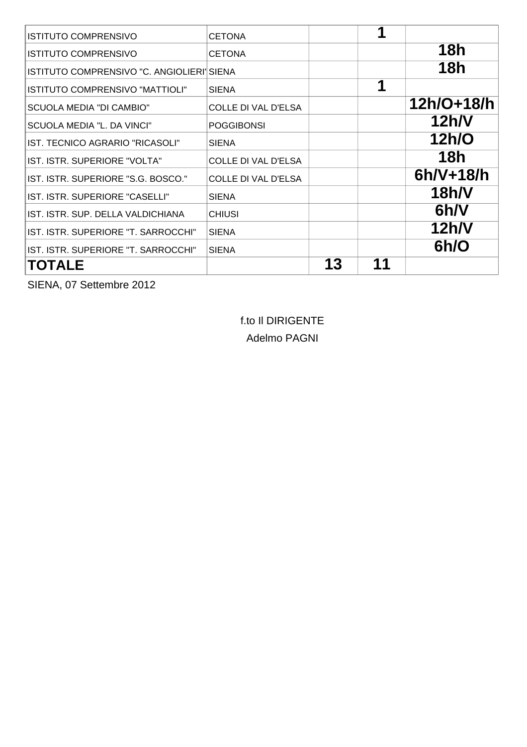| | | | | |
|---|---|---|---|---|
| ISTITUTO COMPRENSIVO | CETONA | | 1 | |
| ISTITUTO COMPRENSIVO | CETONA | | | 18h |
| ISTITUTO COMPRENSIVO "C. ANGIOLIERI" | SIENA | | | 18h |
| ISTITUTO COMPRENSIVO "MATTIOLI" | SIENA | | 1 | |
| SCUOLA MEDIA "DI CAMBIO" | COLLE DI VAL D'ELSA | | | 12h/O+18/h |
| SCUOLA MEDIA "L. DA VINCI" | POGGIBONSI | | | 12h/V |
| IST. TECNICO AGRARIO "RICASOLI" | SIENA | | | 12h/O |
| IST. ISTR. SUPERIORE "VOLTA" | COLLE DI VAL D'ELSA | | | 18h |
| IST. ISTR. SUPERIORE "S.G. BOSCO." | COLLE DI VAL D'ELSA | | | 6h/V+18/h |
| IST. ISTR. SUPERIORE "CASELLI" | SIENA | | | 18h/V |
| IST. ISTR. SUP. DELLA VALDICHIANA | CHIUSI | | | 6h/V |
| IST. ISTR. SUPERIORE "T. SARROCCHI" | SIENA | | | 12h/V |
| IST. ISTR. SUPERIORE "T. SARROCCHI" | SIENA | | | 6h/O |
| **TOTALE** | | **13** | **11** | |

SIENA, 07 Settembre 2012

f.to Il DIRIGENTE

Adelmo PAGNI